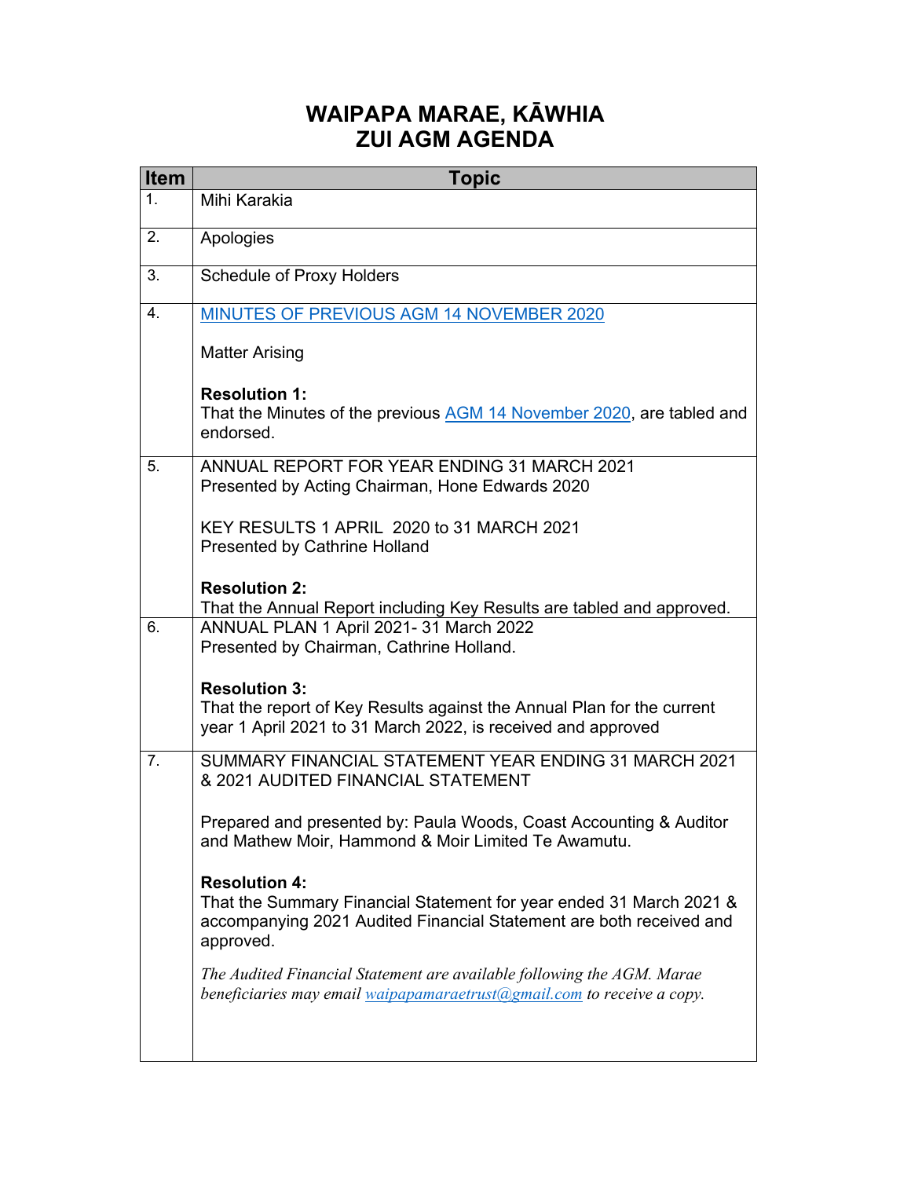# WAIPAPA MARAE, KĀWHIA
# ZUI AGM AGENDA

| Item | Topic |
|---|---|
| 1. | Mihi Karakia |
| 2. | Apologies |
| 3. | Schedule of Proxy Holders |
| 4. | MINUTES OF PREVIOUS AGM 14 NOVEMBER 2020<br><br>Matter Arising<br><br>**Resolution 1:**<br>That the Minutes of the previous AGM 14 November 2020, are tabled and endorsed. |
| 5. | ANNUAL REPORT FOR YEAR ENDING 31 MARCH 2021<br>Presented by Acting Chairman, Hone Edwards 2020<br><br>KEY RESULTS 1 APRIL 2020 to 31 MARCH 2021<br>Presented by Cathrine Holland<br><br>**Resolution 2:**<br>That the Annual Report including Key Results are tabled and approved. |
| 6. | ANNUAL PLAN 1 April 2021- 31 March 2022<br>Presented by Chairman, Cathrine Holland.<br><br>**Resolution 3:**<br>That the report of Key Results against the Annual Plan for the current year 1 April 2021 to 31 March 2022, is received and approved |
| 7. | SUMMARY FINANCIAL STATEMENT YEAR ENDING 31 MARCH 2021 & 2021 AUDITED FINANCIAL STATEMENT<br><br>Prepared and presented by: Paula Woods, Coast Accounting & Auditor and Mathew Moir, Hammond & Moir Limited Te Awamutu.<br><br>**Resolution 4:**<br>That the Summary Financial Statement for year ended 31 March 2021 & accompanying 2021 Audited Financial Statement are both received and approved.<br><br>*The Audited Financial Statement are available following the AGM. Marae beneficiaries may email waipapamaraetrust@gmail.com to receive a copy.* |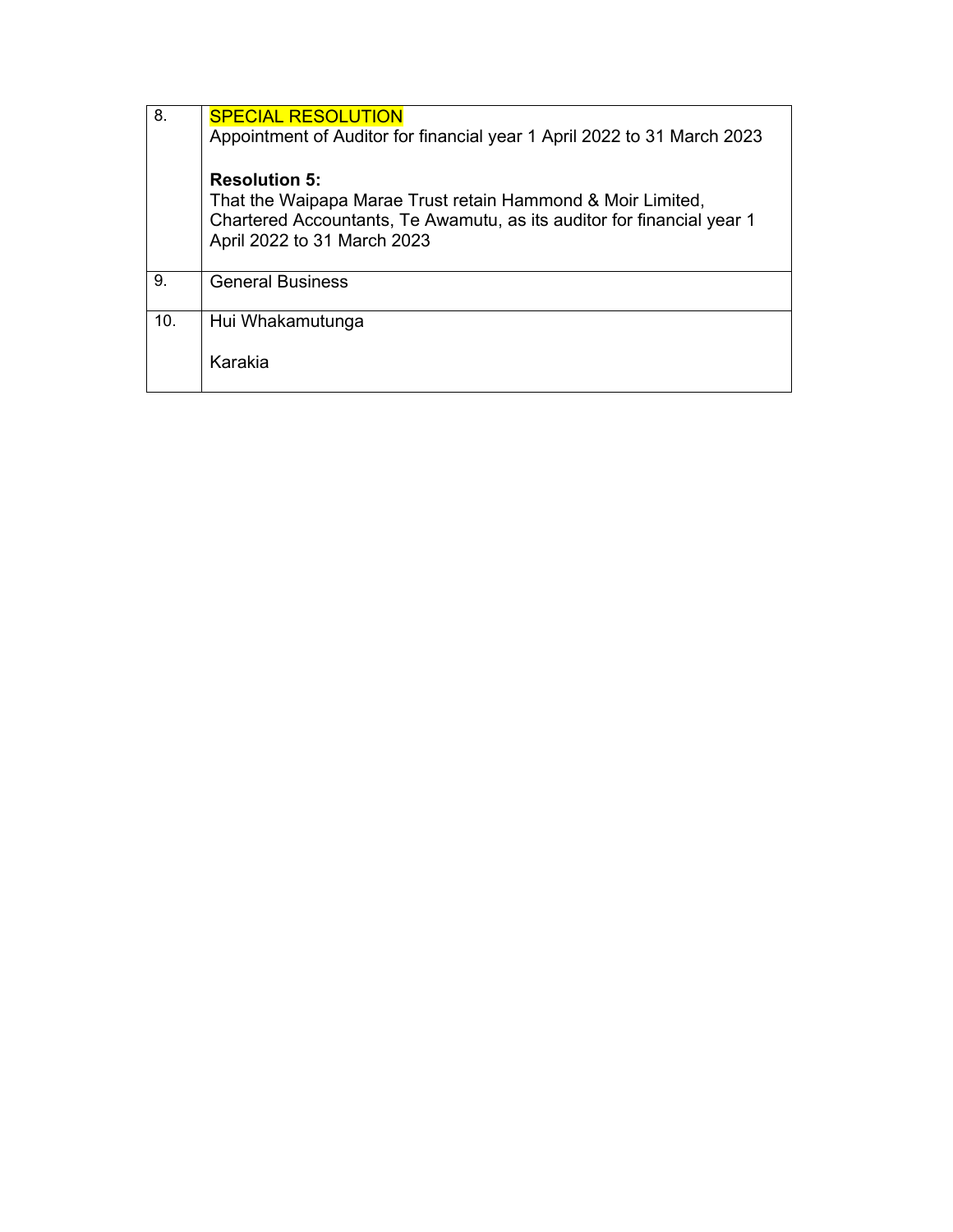| | |
|---|---|
| 8. | SPECIAL RESOLUTION<br>Appointment of Auditor for financial year 1 April 2022 to 31 March 2023<br><br>**Resolution 5:**<br>That the Waipapa Marae Trust retain Hammond & Moir Limited, Chartered Accountants, Te Awamutu, as its auditor for financial year 1 April 2022 to 31 March 2023 |
| 9. | General Business |
| 10. | Hui Whakamutunga<br><br>Karakia |